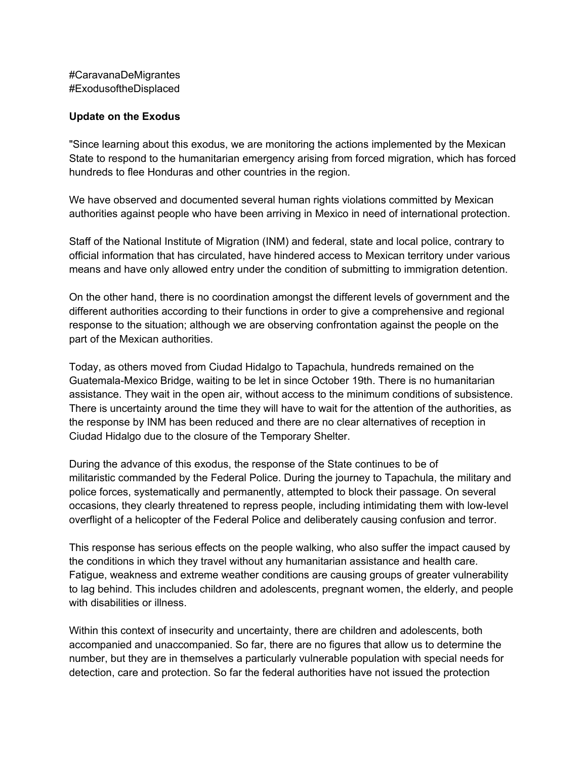#CaravanaDeMigrantes
#ExodusoftheDisplaced

**Update on the Exodus**

"Since learning about this exodus, we are monitoring the actions implemented by the Mexican State to respond to the humanitarian emergency arising from forced migration, which has forced hundreds to flee Honduras and other countries in the region.

We have observed and documented several human rights violations committed by Mexican authorities against people who have been arriving in Mexico in need of international protection.

Staff of the National Institute of Migration (INM) and federal, state and local police, contrary to official information that has circulated, have hindered access to Mexican territory under various means and have only allowed entry under the condition of submitting to immigration detention.

On the other hand, there is no coordination amongst the different levels of government and the different authorities according to their functions in order to give a comprehensive and regional response to the situation; although we are observing confrontation against the people on the part of the Mexican authorities.

Today, as others moved from Ciudad Hidalgo to Tapachula, hundreds remained on the Guatemala-Mexico Bridge, waiting to be let in since October 19th. There is no humanitarian assistance. They wait in the open air, without access to the minimum conditions of subsistence. There is uncertainty around the time they will have to wait for the attention of the authorities, as the response by INM has been reduced and there are no clear alternatives of reception in Ciudad Hidalgo due to the closure of the Temporary Shelter.

During the advance of this exodus, the response of the State continues to be of militaristic commanded by the Federal Police. During the journey to Tapachula, the military and police forces, systematically and permanently, attempted to block their passage. On several occasions, they clearly threatened to repress people, including intimidating them with low-level overflight of a helicopter of the Federal Police and deliberately causing confusion and terror.

This response has serious effects on the people walking, who also suffer the impact caused by the conditions in which they travel without any humanitarian assistance and health care. Fatigue, weakness and extreme weather conditions are causing groups of greater vulnerability to lag behind. This includes children and adolescents, pregnant women, the elderly, and people with disabilities or illness.

Within this context of insecurity and uncertainty, there are children and adolescents, both accompanied and unaccompanied. So far, there are no figures that allow us to determine the number, but they are in themselves a particularly vulnerable population with special needs for detection, care and protection. So far the federal authorities have not issued the protection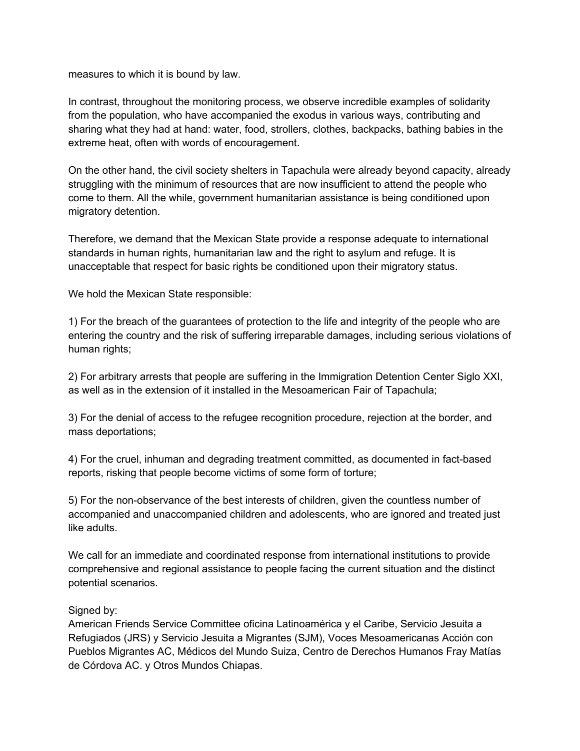measures to which it is bound by law.

In contrast, throughout the monitoring process, we observe incredible examples of solidarity from the population, who have accompanied the exodus in various ways, contributing and sharing what they had at hand: water, food, strollers, clothes, backpacks, bathing babies in the extreme heat, often with words of encouragement.

On the other hand, the civil society shelters in Tapachula were already beyond capacity, already struggling with the minimum of resources that are now insufficient to attend the people who come to them. All the while, government humanitarian assistance is being conditioned upon migratory detention.

Therefore, we demand that the Mexican State provide a response adequate to international standards in human rights, humanitarian law and the right to asylum and refuge. It is unacceptable that respect for basic rights be conditioned upon their migratory status.

We hold the Mexican State responsible:

1) For the breach of the guarantees of protection to the life and integrity of the people who are entering the country and the risk of suffering irreparable damages, including serious violations of human rights;

2) For arbitrary arrests that people are suffering in the Immigration Detention Center Siglo XXI, as well as in the extension of it installed in the Mesoamerican Fair of Tapachula;

3) For the denial of access to the refugee recognition procedure, rejection at the border, and mass deportations;

4) For the cruel, inhuman and degrading treatment committed, as documented in fact-based reports, risking that people become victims of some form of torture;

5) For the non-observance of the best interests of children, given the countless number of accompanied and unaccompanied children and adolescents, who are ignored and treated just like adults.

We call for an immediate and coordinated response from international institutions to provide comprehensive and regional assistance to people facing the current situation and the distinct potential scenarios.

Signed by:
American Friends Service Committee oficina Latinoamérica y el Caribe, Servicio Jesuita a Refugiados (JRS) y Servicio Jesuita a Migrantes (SJM), Voces Mesoamericanas Acción con Pueblos Migrantes AC, Médicos del Mundo Suiza, Centro de Derechos Humanos Fray Matías de Córdova AC. y Otros Mundos Chiapas.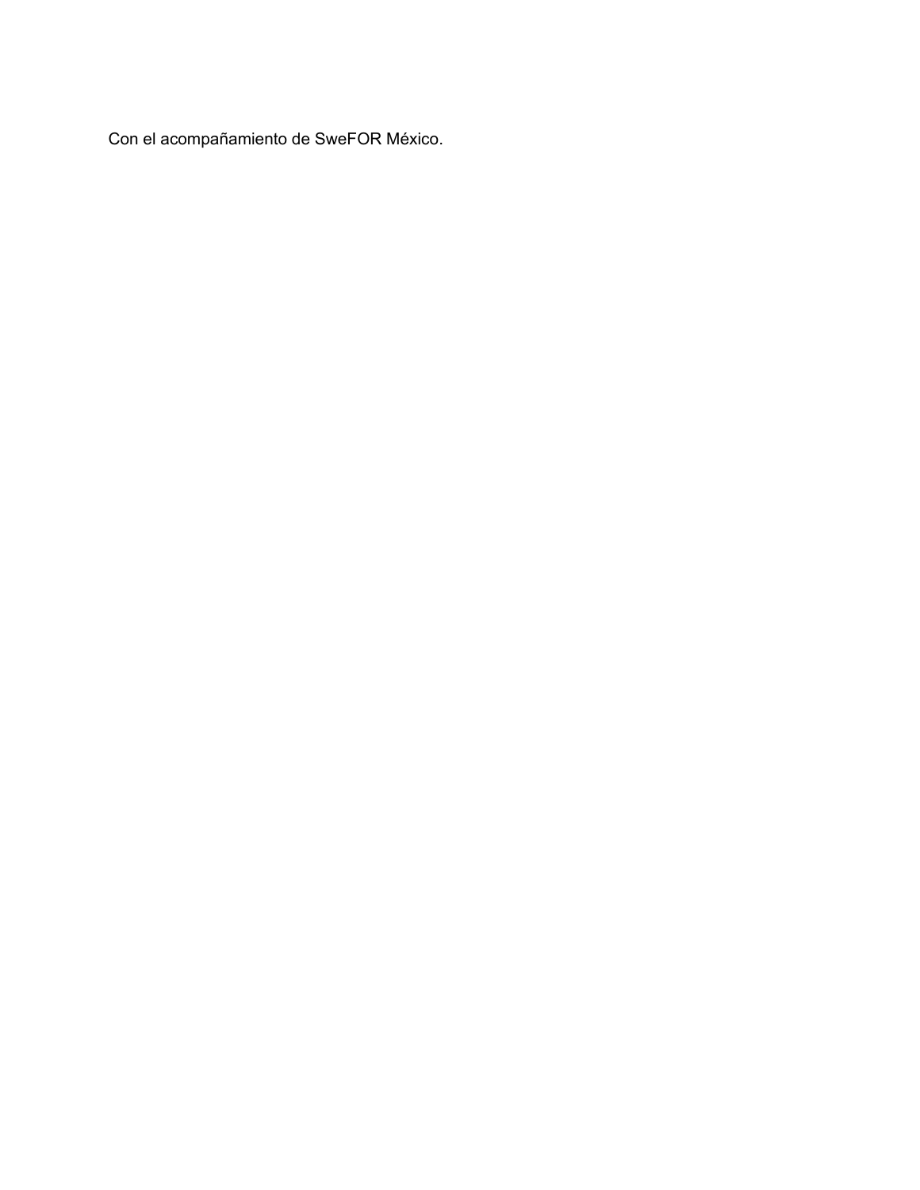Con el acompañamiento de SweFOR México.